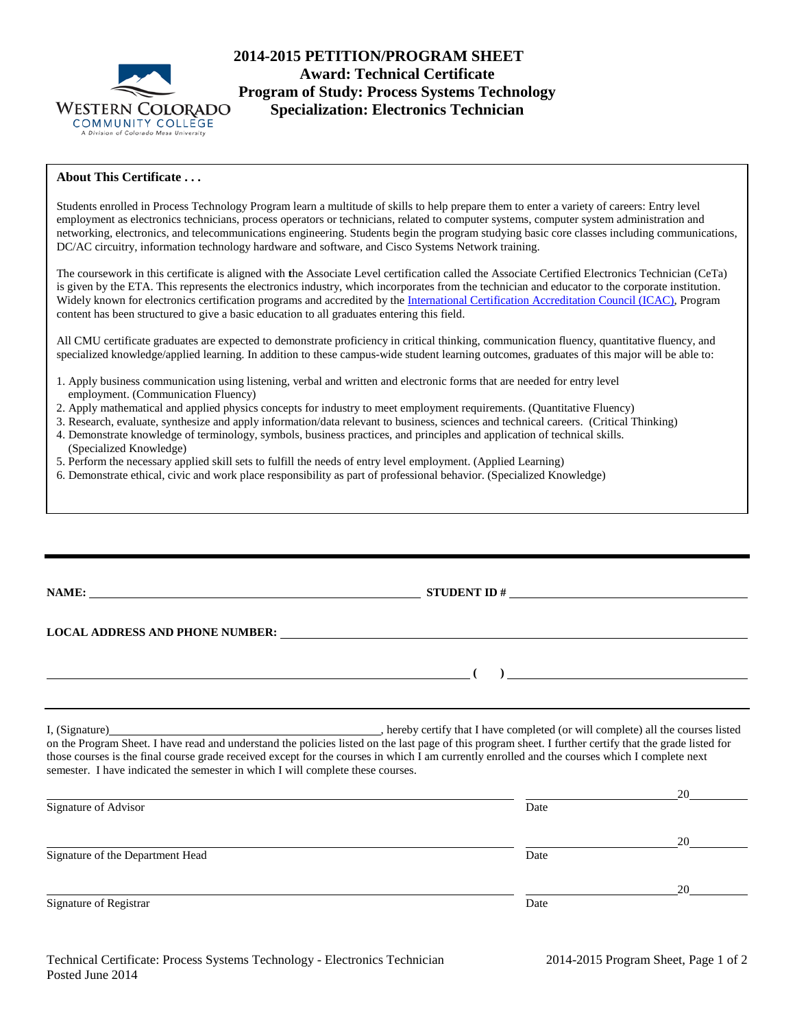# 2014-2015 PETITION/PROGRAM SHEET
## Award: Technical Certificate
## Program of Study: Process Systems Technology
## Specialization: Electronics Technician

WESTERN COLORADO COMMUNITY COLLEGE
A Division of Colorado Mesa University

**About This Certificate . . .**

Students enrolled in Process Technology Program learn a multitude of skills to help prepare them to enter a variety of careers: Entry level employment as electronics technicians, process operators or technicians, related to computer systems, computer system administration and networking, electronics, and telecommunications engineering. Students begin the program studying basic core classes including communications, DC/AC circuitry, information technology hardware and software, and Cisco Systems Network training.

The coursework in this certificate is aligned with the Associate Level certification called the Associate Certified Electronics Technician (CeTa) is given by the ETA. This represents the electronics industry, which incorporates from the technician and educator to the corporate institution. Widely known for electronics certification programs and accredited by the International Certification Accreditation Council (ICAC), Program content has been structured to give a basic education to all graduates entering this field.

All CMU certificate graduates are expected to demonstrate proficiency in critical thinking, communication fluency, quantitative fluency, and specialized knowledge/applied learning. In addition to these campus-wide student learning outcomes, graduates of this major will be able to:

1. Apply business communication using listening, verbal and written and electronic forms that are needed for entry level employment. (Communication Fluency)
2. Apply mathematical and applied physics concepts for industry to meet employment requirements. (Quantitative Fluency)
3. Research, evaluate, synthesize and apply information/data relevant to business, sciences and technical careers. (Critical Thinking)
4. Demonstrate knowledge of terminology, symbols, business practices, and principles and application of technical skills. (Specialized Knowledge)
5. Perform the necessary applied skill sets to fulfill the needs of entry level employment. (Applied Learning)
6. Demonstrate ethical, civic and work place responsibility as part of professional behavior. (Specialized Knowledge)

---

**NAME:** ______________________________ **STUDENT ID #** ______________________________

**LOCAL ADDRESS AND PHONE NUMBER:** ______________________________

______________________________ **( )** ______________________________

---

I, (Signature)______________________________, hereby certify that I have completed (or will complete) all the courses listed on the Program Sheet. I have read and understand the policies listed on the last page of this program sheet. I further certify that the grade listed for those courses is the final course grade received except for the courses in which I am currently enrolled and the courses which I complete next semester. I have indicated the semester in which I will complete these courses.

______________________________ ______________20______
Signature of Advisor Date

______________________________ ______________20______
Signature of the Department Head Date

______________________________ ______________20______
Signature of Registrar Date

Technical Certificate: Process Systems Technology - Electronics Technician
Posted June 2014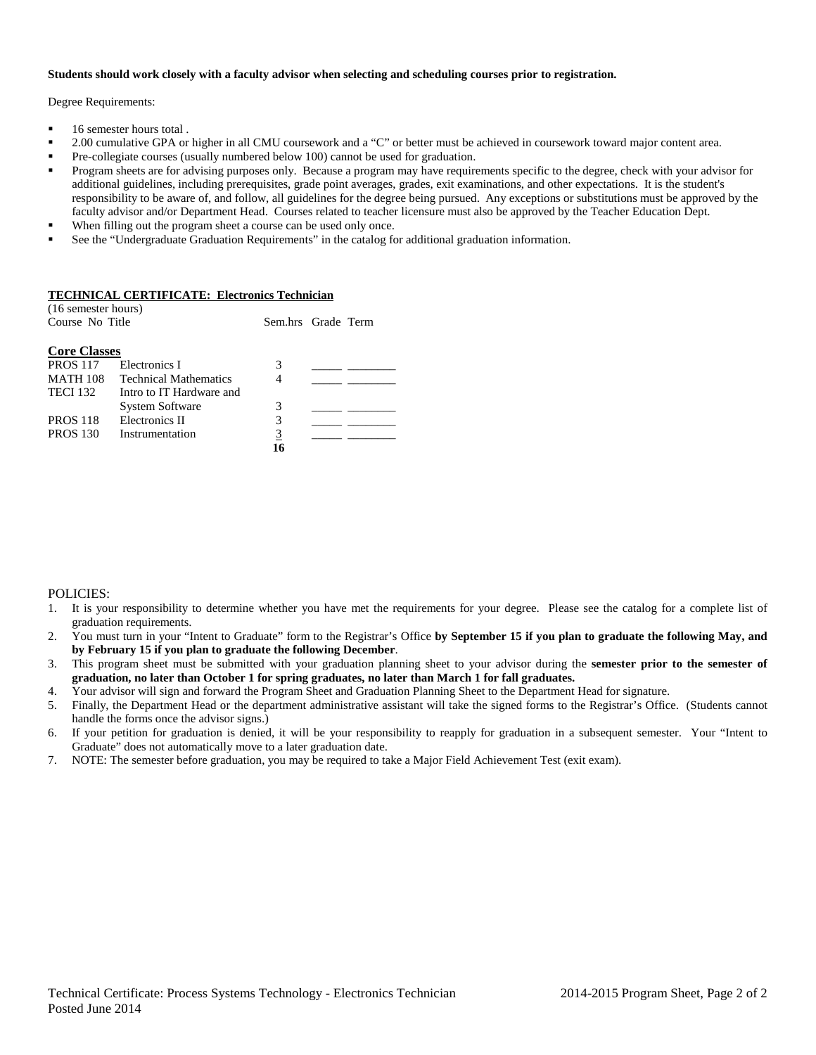**Students should work closely with a faculty advisor when selecting and scheduling courses prior to registration.**

Degree Requirements:

- 16 semester hours total .
- 2.00 cumulative GPA or higher in all CMU coursework and a "C" or better must be achieved in coursework toward major content area.
- Pre-collegiate courses (usually numbered below 100) cannot be used for graduation.
- Program sheets are for advising purposes only. Because a program may have requirements specific to the degree, check with your advisor for additional guidelines, including prerequisites, grade point averages, grades, exit examinations, and other expectations. It is the student's responsibility to be aware of, and follow, all guidelines for the degree being pursued. Any exceptions or substitutions must be approved by the faculty advisor and/or Department Head. Courses related to teacher licensure must also be approved by the Teacher Education Dept.
- When filling out the program sheet a course can be used only once.
- See the "Undergraduate Graduation Requirements" in the catalog for additional graduation information.

## TECHNICAL CERTIFICATE: Electronics Technician

(16 semester hours)

| Course No | Title | Sem.hrs | Grade | Term |
|---|---|---|---|---|
| **Core Classes** | | | | |
| PROS 117 | Electronics I | 3 | _____ | ________ |
| MATH 108 | Technical Mathematics | 4 | _____ | ________ |
| TECI 132 | Intro to IT Hardware and System Software | 3 | _____ | ________ |
| PROS 118 | Electronics II | 3 | _____ | ________ |
| PROS 130 | Instrumentation | 3 | _____ | ________ |
| | | **16** | | |

POLICIES:

1. It is your responsibility to determine whether you have met the requirements for your degree. Please see the catalog for a complete list of graduation requirements.
2. You must turn in your "Intent to Graduate" form to the Registrar's Office **by September 15 if you plan to graduate the following May, and by February 15 if you plan to graduate the following December**.
3. This program sheet must be submitted with your graduation planning sheet to your advisor during the **semester prior to the semester of graduation, no later than October 1 for spring graduates, no later than March 1 for fall graduates.**
4. Your advisor will sign and forward the Program Sheet and Graduation Planning Sheet to the Department Head for signature.
5. Finally, the Department Head or the department administrative assistant will take the signed forms to the Registrar's Office. (Students cannot handle the forms once the advisor signs.)
6. If your petition for graduation is denied, it will be your responsibility to reapply for graduation in a subsequent semester. Your "Intent to Graduate" does not automatically move to a later graduation date.
7. NOTE: The semester before graduation, you may be required to take a Major Field Achievement Test (exit exam).